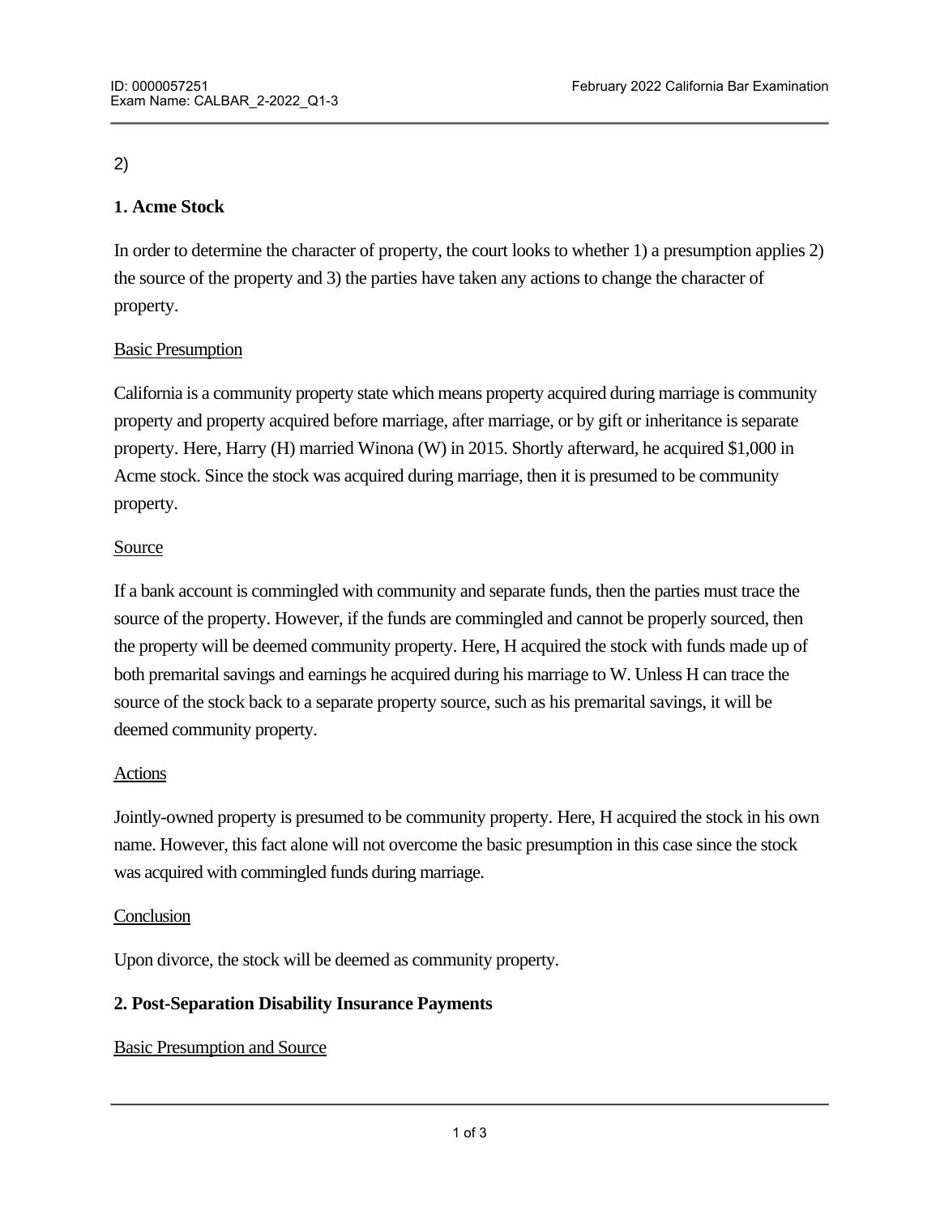2)

**1. Acme Stock**

In order to determine the character of property, the court looks to whether 1) a presumption applies 2) the source of the property and 3) the parties have taken any actions to change the character of property.

Basic Presumption

California is a community property state which means property acquired during marriage is community property and property acquired before marriage, after marriage, or by gift or inheritance is separate property. Here, Harry (H) married Winona (W) in 2015. Shortly afterward, he acquired $1,000 in Acme stock. Since the stock was acquired during marriage, then it is presumed to be community property.

Source

If a bank account is commingled with community and separate funds, then the parties must trace the source of the property. However, if the funds are commingled and cannot be properly sourced, then the property will be deemed community property. Here, H acquired the stock with funds made up of both premarital savings and earnings he acquired during his marriage to W. Unless H can trace the source of the stock back to a separate property source, such as his premarital savings, it will be deemed community property.

Actions

Jointly-owned property is presumed to be community property. Here, H acquired the stock in his own name. However, this fact alone will not overcome the basic presumption in this case since the stock was acquired with commingled funds during marriage.

Conclusion

Upon divorce, the stock will be deemed as community property.

**2. Post-Separation Disability Insurance Payments**

Basic Presumption and Source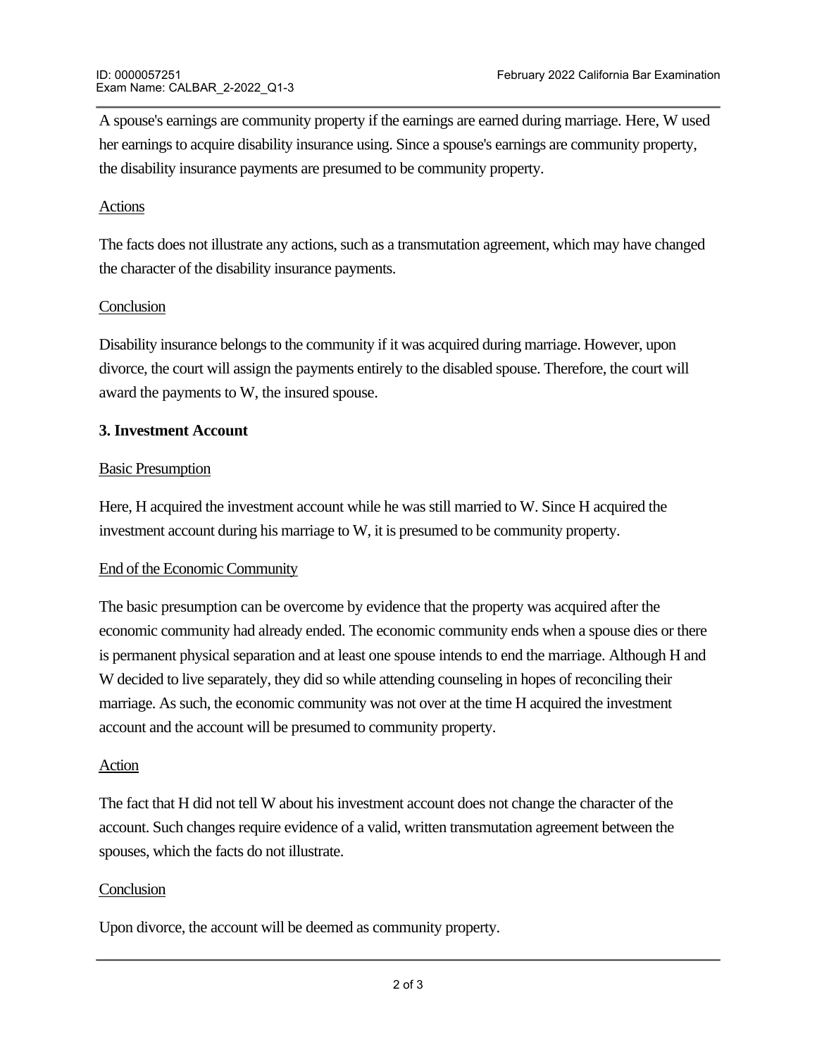A spouse's earnings are community property if the earnings are earned during marriage. Here, W used her earnings to acquire disability insurance using. Since a spouse's earnings are community property, the disability insurance payments are presumed to be community property.

Actions

The facts does not illustrate any actions, such as a transmutation agreement, which may have changed the character of the disability insurance payments.

Conclusion

Disability insurance belongs to the community if it was acquired during marriage. However, upon divorce, the court will assign the payments entirely to the disabled spouse. Therefore, the court will award the payments to W, the insured spouse.

**3. Investment Account**

Basic Presumption

Here, H acquired the investment account while he was still married to W. Since H acquired the investment account during his marriage to W, it is presumed to be community property.

End of the Economic Community

The basic presumption can be overcome by evidence that the property was acquired after the economic community had already ended. The economic community ends when a spouse dies or there is permanent physical separation and at least one spouse intends to end the marriage. Although H and W decided to live separately, they did so while attending counseling in hopes of reconciling their marriage. As such, the economic community was not over at the time H acquired the investment account and the account will be presumed to community property.

Action

The fact that H did not tell W about his investment account does not change the character of the account. Such changes require evidence of a valid, written transmutation agreement between the spouses, which the facts do not illustrate.

Conclusion

Upon divorce, the account will be deemed as community property.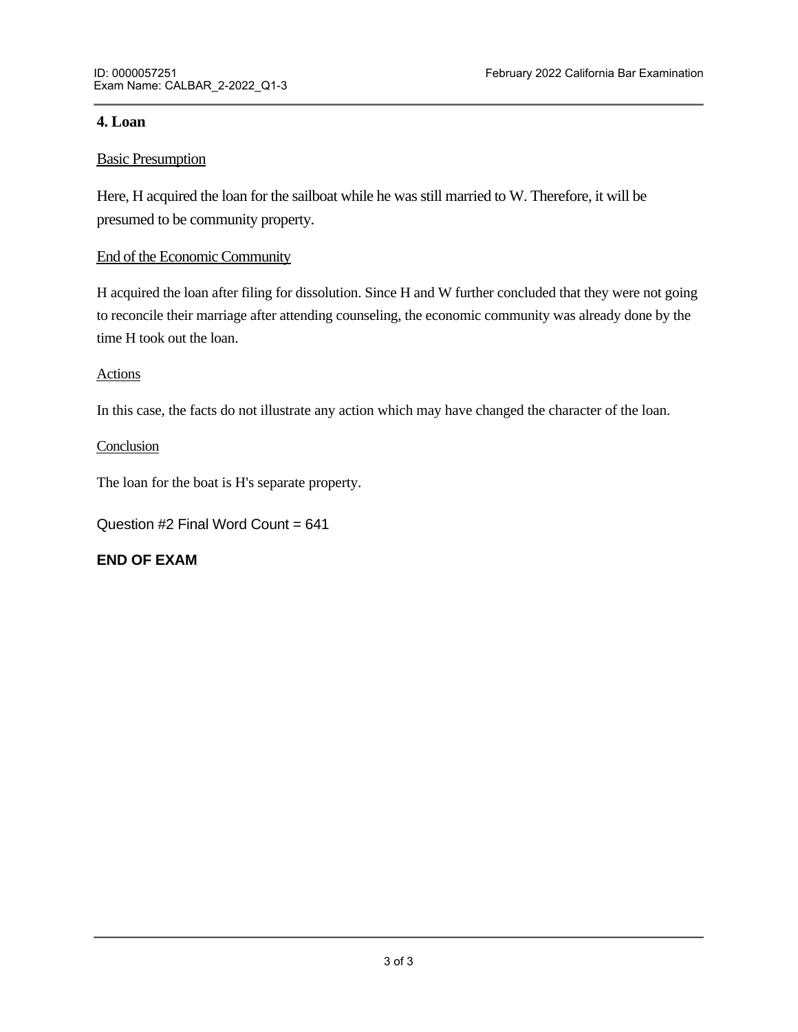### 4. Loan

Basic Presumption

Here, H acquired the loan for the sailboat while he was still married to W. Therefore, it will be presumed to be community property.

End of the Economic Community

H acquired the loan after filing for dissolution. Since H and W further concluded that they were not going to reconcile their marriage after attending counseling, the economic community was already done by the time H took out the loan.

Actions

In this case, the facts do not illustrate any action which may have changed the character of the loan.

Conclusion

The loan for the boat is H's separate property.

Question #2 Final Word Count = 641

**END OF EXAM**